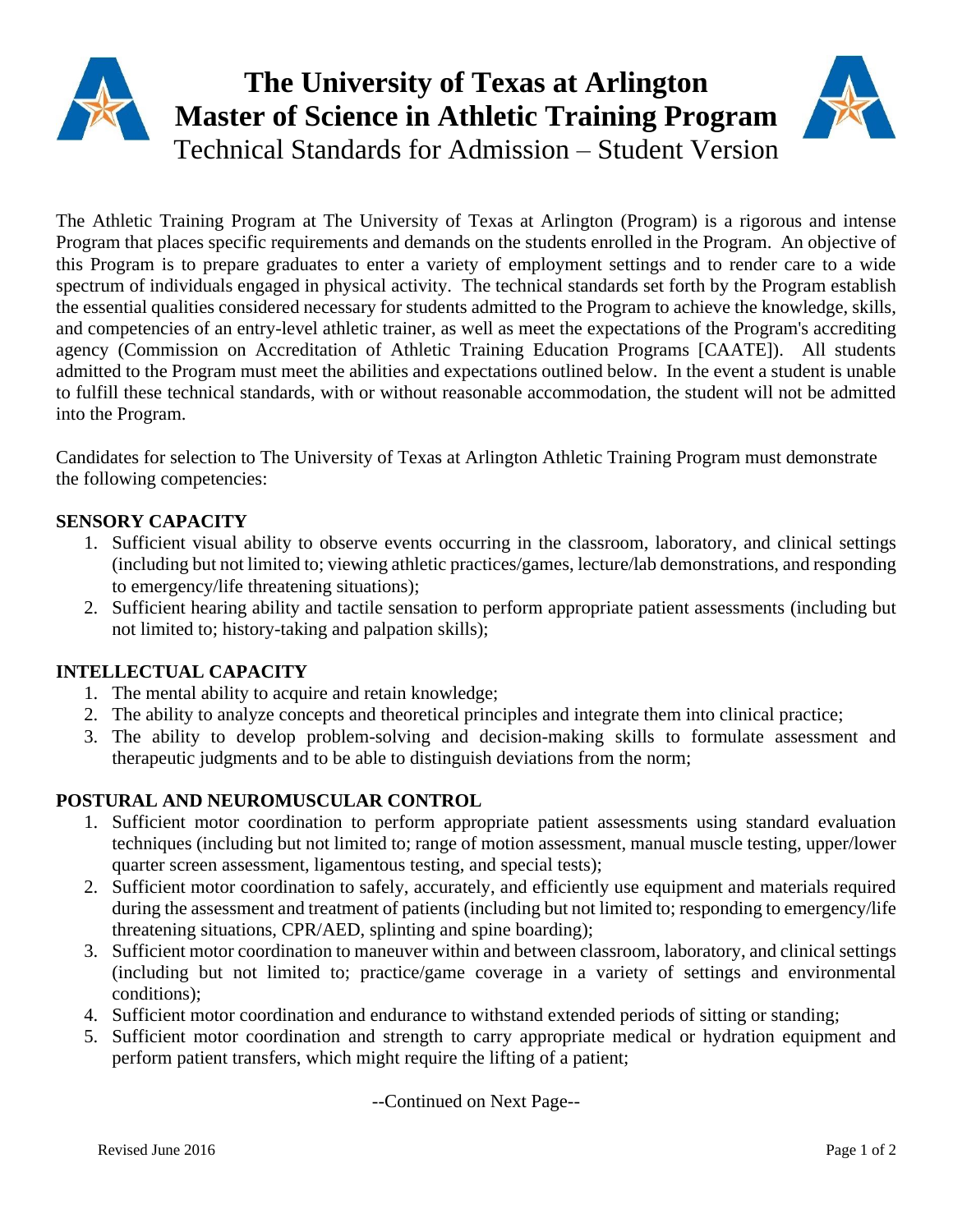# The University of Texas at Arlington Master of Science in Athletic Training Program

## Technical Standards for Admission – Student Version

The Athletic Training Program at The University of Texas at Arlington (Program) is a rigorous and intense Program that places specific requirements and demands on the students enrolled in the Program. An objective of this Program is to prepare graduates to enter a variety of employment settings and to render care to a wide spectrum of individuals engaged in physical activity. The technical standards set forth by the Program establish the essential qualities considered necessary for students admitted to the Program to achieve the knowledge, skills, and competencies of an entry-level athletic trainer, as well as meet the expectations of the Program's accrediting agency (Commission on Accreditation of Athletic Training Education Programs [CAATE]). All students admitted to the Program must meet the abilities and expectations outlined below. In the event a student is unable to fulfill these technical standards, with or without reasonable accommodation, the student will not be admitted into the Program.

Candidates for selection to The University of Texas at Arlington Athletic Training Program must demonstrate the following competencies:

**SENSORY CAPACITY**

1. Sufficient visual ability to observe events occurring in the classroom, laboratory, and clinical settings (including but not limited to; viewing athletic practices/games, lecture/lab demonstrations, and responding to emergency/life threatening situations);
2. Sufficient hearing ability and tactile sensation to perform appropriate patient assessments (including but not limited to; history-taking and palpation skills);

**INTELLECTUAL CAPACITY**

1. The mental ability to acquire and retain knowledge;
2. The ability to analyze concepts and theoretical principles and integrate them into clinical practice;
3. The ability to develop problem-solving and decision-making skills to formulate assessment and therapeutic judgments and to be able to distinguish deviations from the norm;

**POSTURAL AND NEUROMUSCULAR CONTROL**

1. Sufficient motor coordination to perform appropriate patient assessments using standard evaluation techniques (including but not limited to; range of motion assessment, manual muscle testing, upper/lower quarter screen assessment, ligamentous testing, and special tests);
2. Sufficient motor coordination to safely, accurately, and efficiently use equipment and materials required during the assessment and treatment of patients (including but not limited to; responding to emergency/life threatening situations, CPR/AED, splinting and spine boarding);
3. Sufficient motor coordination to maneuver within and between classroom, laboratory, and clinical settings (including but not limited to; practice/game coverage in a variety of settings and environmental conditions);
4. Sufficient motor coordination and endurance to withstand extended periods of sitting or standing;
5. Sufficient motor coordination and strength to carry appropriate medical or hydration equipment and perform patient transfers, which might require the lifting of a patient;

--Continued on Next Page--

Revised June 2016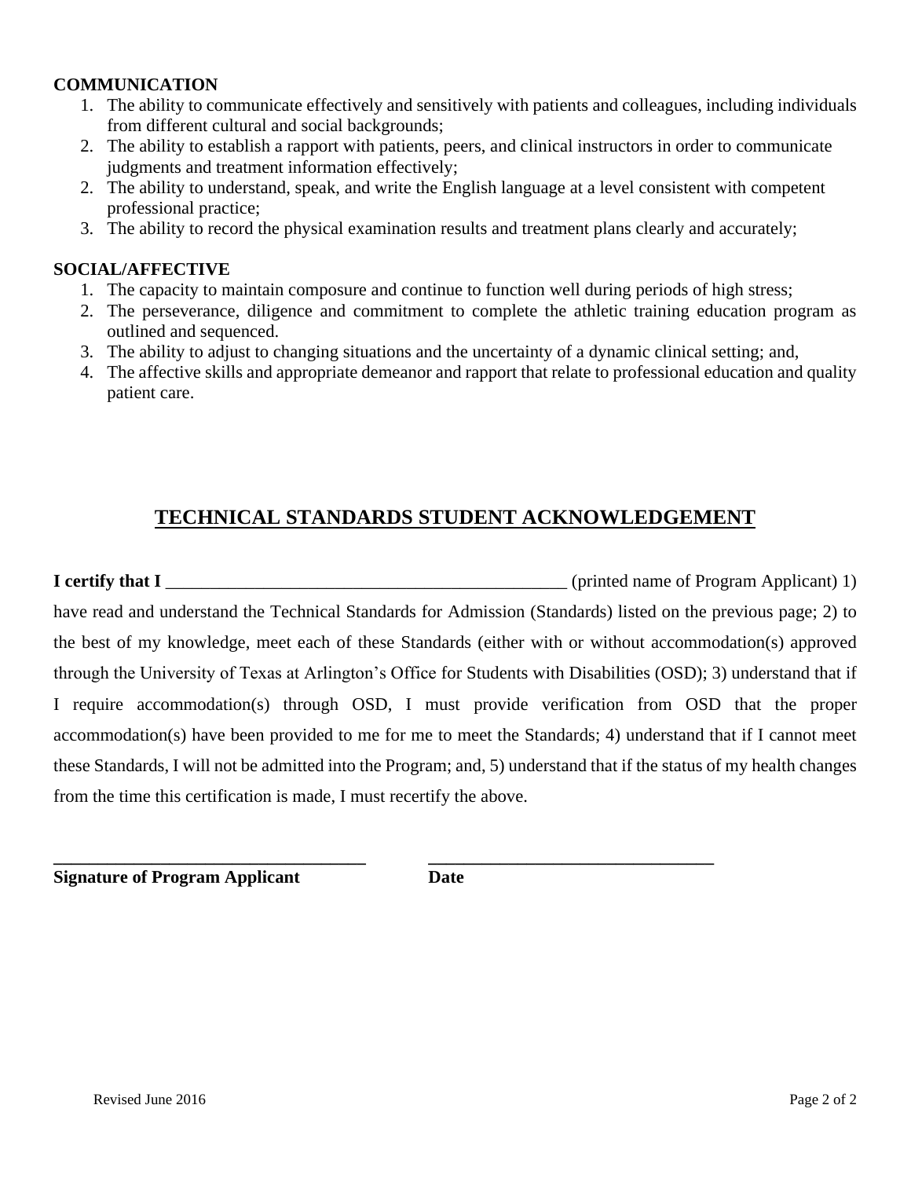**COMMUNICATION**

1. The ability to communicate effectively and sensitively with patients and colleagues, including individuals from different cultural and social backgrounds;
2. The ability to establish a rapport with patients, peers, and clinical instructors in order to communicate judgments and treatment information effectively;
2. The ability to understand, speak, and write the English language at a level consistent with competent professional practice;
3. The ability to record the physical examination results and treatment plans clearly and accurately;

**SOCIAL/AFFECTIVE**

1. The capacity to maintain composure and continue to function well during periods of high stress;
2. The perseverance, diligence and commitment to complete the athletic training education program as outlined and sequenced.
3. The ability to adjust to changing situations and the uncertainty of a dynamic clinical setting; and,
4. The affective skills and appropriate demeanor and rapport that relate to professional education and quality patient care.

## TECHNICAL STANDARDS STUDENT ACKNOWLEDGEMENT

**I certify that I** _______________________________________________ (printed name of Program Applicant) 1) have read and understand the Technical Standards for Admission (Standards) listed on the previous page; 2) to the best of my knowledge, meet each of these Standards (either with or without accommodation(s) approved through the University of Texas at Arlington's Office for Students with Disabilities (OSD); 3) understand that if I require accommodation(s) through OSD, I must provide verification from OSD that the proper accommodation(s) have been provided to me for me to meet the Standards; 4) understand that if I cannot meet these Standards, I will not be admitted into the Program; and, 5) understand that if the status of my health changes from the time this certification is made, I must recertify the above.

___________________________________ ________________________________

**Signature of Program Applicant** **Date**

Revised June 2016